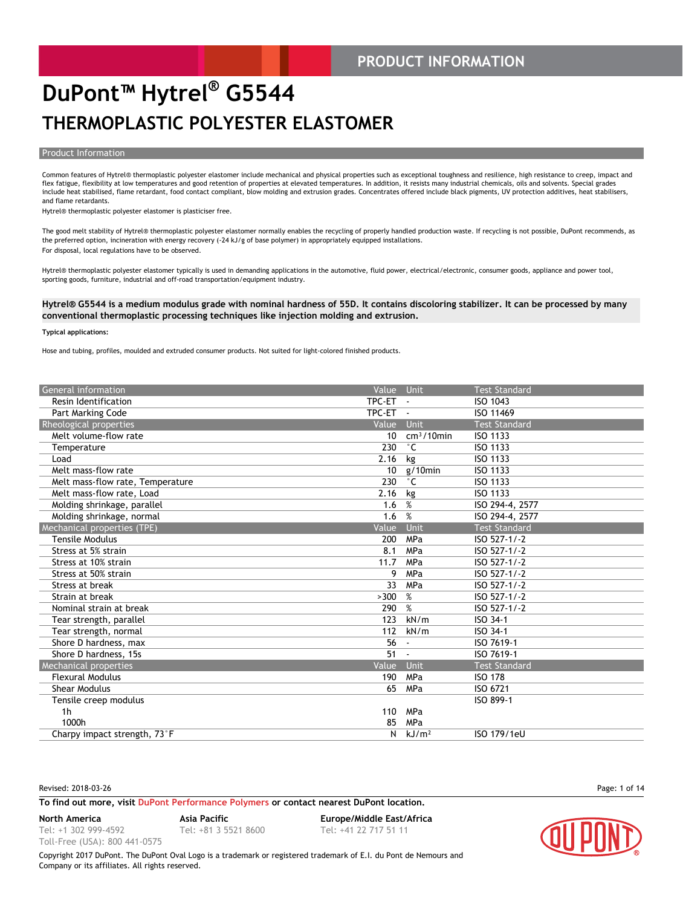PRODUCT INFORMATION

# DuPont™ Hytrel® G5544

## THERMOPLASTIC POLYESTER ELASTOMER

### Product Information

Common features of Hytrel® thermoplastic polyester elastomer include mechanical and physical properties such as exceptional toughness and resilience, high resistance to creep, impact and flex fatigue, flexibility at low temperatures and good retention of properties at elevated temperatures. In addition, it resists many industrial chemicals, oils and solvents. Special grades include heat stabilised, flame retardant, food contact compliant, blow molding and extrusion grades. Concentrates offered include black pigments, UV protection additives, heat stabilisers, and flame retardants.

Hytrel® thermoplastic polyester elastomer is plasticiser free.

The good melt stability of Hytrel® thermoplastic polyester elastomer normally enables the recycling of properly handled production waste. If recycling is not possible, DuPont recommends, as the preferred option, incineration with energy recovery (-24 kJ/g of base polymer) in appropriately equipped installations.

For disposal, local regulations have to be observed.

Hytrel® thermoplastic polyester elastomer typically is used in demanding applications in the automotive, fluid power, electrical/electronic, consumer goods, appliance and power tool, sporting goods, furniture, industrial and off-road transportation/equipment industry.

**Hytrel® G5544 is a medium modulus grade with nominal hardness of 55D. It contains discoloring stabilizer. It can be processed by many conventional thermoplastic processing techniques like injection molding and extrusion.**

**Typical applications:**

Hose and tubing, profiles, moulded and extruded consumer products. Not suited for light-colored finished products.

| General information | Value | Unit | Test Standard |
|---|---|---|---|
| Resin Identification | TPC-ET | - | ISO 1043 |
| Part Marking Code | TPC-ET | - | ISO 11469 |
| **Rheological properties** | **Value** | **Unit** | **Test Standard** |
| Melt volume-flow rate | 10 | $cm^3$/10min | ISO 1133 |
| Temperature | 230 | °C | ISO 1133 |
| Load | 2.16 | kg | ISO 1133 |
| Melt mass-flow rate | 10 | g/10min | ISO 1133 |
| Melt mass-flow rate, Temperature | 230 | °C | ISO 1133 |
| Melt mass-flow rate, Load | 2.16 | kg | ISO 1133 |
| Molding shrinkage, parallel | 1.6 | % | ISO 294-4, 2577 |
| Molding shrinkage, normal | 1.6 | % | ISO 294-4, 2577 |
| **Mechanical properties (TPE)** | **Value** | **Unit** | **Test Standard** |
| Tensile Modulus | 200 | MPa | ISO 527-1/-2 |
| Stress at 5% strain | 8.1 | MPa | ISO 527-1/-2 |
| Stress at 10% strain | 11.7 | MPa | ISO 527-1/-2 |
| Stress at 50% strain | 9 | MPa | ISO 527-1/-2 |
| Stress at break | 33 | MPa | ISO 527-1/-2 |
| Strain at break | >300 | % | ISO 527-1/-2 |
| Nominal strain at break | 290 | % | ISO 527-1/-2 |
| Tear strength, parallel | 123 | kN/m | ISO 34-1 |
| Tear strength, normal | 112 | kN/m | ISO 34-1 |
| Shore D hardness, max | 56 | - | ISO 7619-1 |
| Shore D hardness, 15s | 51 | - | ISO 7619-1 |
| **Mechanical properties** | **Value** | **Unit** | **Test Standard** |
| Flexural Modulus | 190 | MPa | ISO 178 |
| Shear Modulus | 65 | MPa | ISO 6721 |
| Tensile creep modulus | | | ISO 899-1 |
| 1h | 110 | MPa | |
| 1000h | 85 | MPa | |
| Charpy impact strength, 73°F | N | $kJ/m^2$ | ISO 179/1eU |

Revised: 2018-03-26

To find out more, visit DuPont Performance Polymers or contact nearest DuPont location.

North America
Tel: +1 302 999-4592
Toll-Free (USA): 800 441-0575

Asia Pacific
Tel: +81 3 5521 8600

Europe/Middle East/Africa
Tel: +41 22 717 51 11

Copyright 2017 DuPont. The DuPont Oval Logo is a trademark or registered trademark of E.I. du Pont de Nemours and Company or its affiliates. All rights reserved.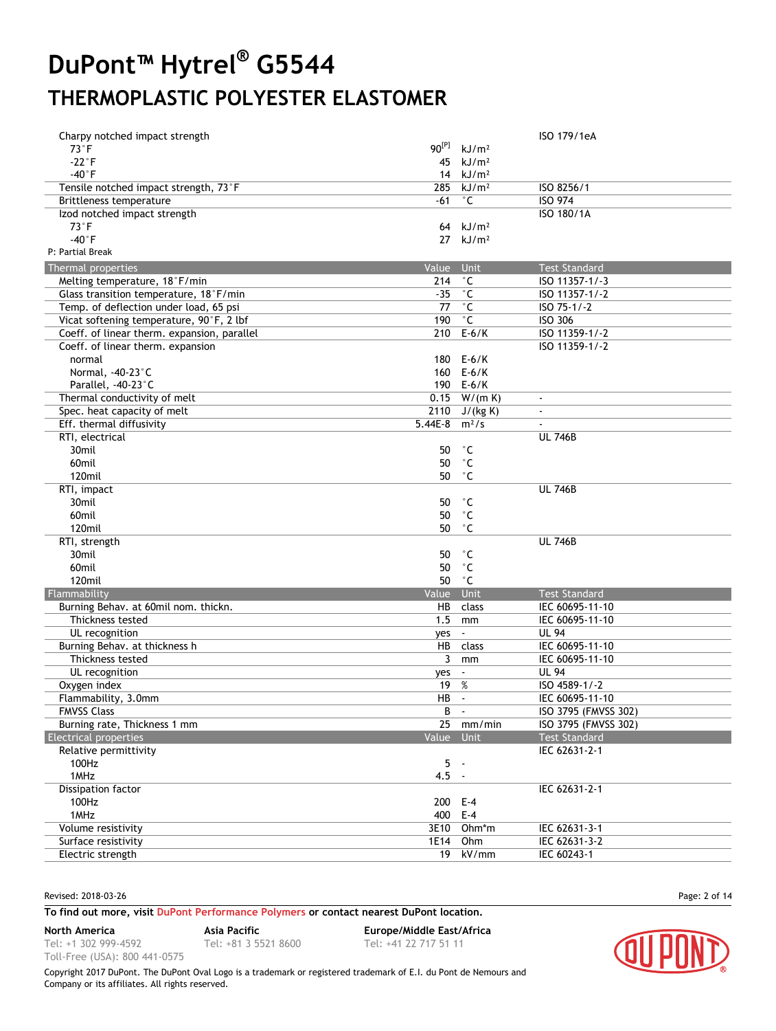# DuPont™ Hytrel® G5544

## THERMOPLASTIC POLYESTER ELASTOMER

| | Value | Unit | Test Standard |
|---|---|---|---|
| Charpy notched impact strength | | | ISO 179/1eA |
| 73°F | 90[P] | kJ/m² | |
| -22°F | 45 | kJ/m² | |
| -40°F | 14 | kJ/m² | |
| Tensile notched impact strength, 73°F | 285 | kJ/m² | ISO 8256/1 |
| Brittleness temperature | -61 | °C | ISO 974 |
| Izod notched impact strength | | | ISO 180/1A |
| 73°F | 64 | kJ/m² | |
| -40°F | 27 | kJ/m² | |

P: Partial Break

| Thermal properties | Value | Unit | Test Standard |
|---|---|---|---|
| Melting temperature, 18°F/min | 214 | °C | ISO 11357-1/-3 |
| Glass transition temperature, 18°F/min | -35 | °C | ISO 11357-1/-2 |
| Temp. of deflection under load, 65 psi | 77 | °C | ISO 75-1/-2 |
| Vicat softening temperature, 90°F, 2 lbf | 190 | °C | ISO 306 |
| Coeff. of linear therm. expansion, parallel | 210 | E-6/K | ISO 11359-1/-2 |
| Coeff. of linear therm. expansion | | | ISO 11359-1/-2 |
| normal | 180 | E-6/K | |
| Normal, -40-23°C | 160 | E-6/K | |
| Parallel, -40-23°C | 190 | E-6/K | |
| Thermal conductivity of melt | 0.15 | W/(m K) | - |
| Spec. heat capacity of melt | 2110 | J/(kg K) | - |
| Eff. thermal diffusivity | 5.44E-8 | m²/s | - |
| RTI, electrical | | | UL 746B |
| 30mil | 50 | °C | |
| 60mil | 50 | °C | |
| 120mil | 50 | °C | |
| RTI, impact | | | UL 746B |
| 30mil | 50 | °C | |
| 60mil | 50 | °C | |
| 120mil | 50 | °C | |
| RTI, strength | | | UL 746B |
| 30mil | 50 | °C | |
| 60mil | 50 | °C | |
| 120mil | 50 | °C | |

| Flammability | Value | Unit | Test Standard |
|---|---|---|---|
| Burning Behav. at 60mil nom. thickn. | HB | class | IEC 60695-11-10 |
| Thickness tested | 1.5 | mm | IEC 60695-11-10 |
| UL recognition | yes | - | UL 94 |
| Burning Behav. at thickness h | HB | class | IEC 60695-11-10 |
| Thickness tested | 3 | mm | IEC 60695-11-10 |
| UL recognition | yes | - | UL 94 |
| Oxygen index | 19 | % | ISO 4589-1/-2 |
| Flammability, 3.0mm | HB | - | IEC 60695-11-10 |
| FMVSS Class | B | - | ISO 3795 (FMVSS 302) |
| Burning rate, Thickness 1 mm | 25 | mm/min | ISO 3795 (FMVSS 302) |

| Electrical properties | Value | Unit | Test Standard |
|---|---|---|---|
| Relative permittivity | | | IEC 62631-2-1 |
| 100Hz | 5 | - | |
| 1MHz | 4.5 | - | |
| Dissipation factor | | | IEC 62631-2-1 |
| 100Hz | 200 | E-4 | |
| 1MHz | 400 | E-4 | |
| Volume resistivity | 3E10 | Ohm*m | IEC 62631-3-1 |
| Surface resistivity | 1E14 | Ohm | IEC 62631-3-2 |
| Electric strength | 19 | kV/mm | IEC 60243-1 |

Revised: 2018-03-26

**To find out more, visit DuPont Performance Polymers or contact nearest DuPont location.**

**North America**
Tel: +1 302 999-4592
Toll-Free (USA): 800 441-0575

**Asia Pacific**
Tel: +81 3 5521 8600

**Europe/Middle East/Africa**
Tel: +41 22 717 51 11

Copyright 2017 DuPont. The DuPont Oval Logo is a trademark or registered trademark of E.I. du Pont de Nemours and Company or its affiliates. All rights reserved.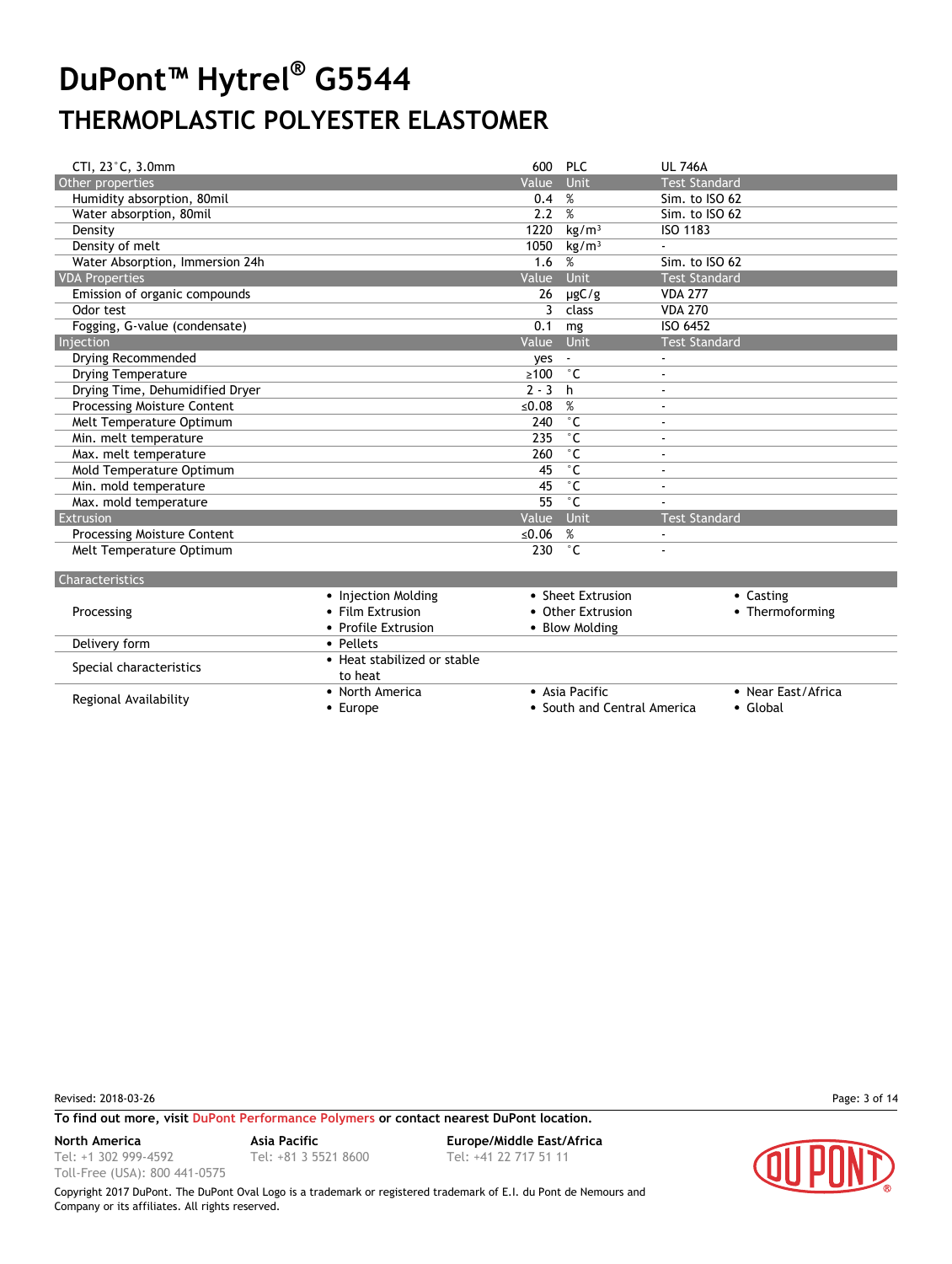# DuPont™ Hytrel® G5544

## THERMOPLASTIC POLYESTER ELASTOMER

| | Value | Unit | Test Standard |
|---|---|---|---|
| CTI, 23°C, 3.0mm | 600 | PLC | UL 746A |
| **Other properties** | **Value** | **Unit** | **Test Standard** |
| Humidity absorption, 80mil | 0.4 | % | Sim. to ISO 62 |
| Water absorption, 80mil | 2.2 | % | Sim. to ISO 62 |
| Density | 1220 | kg/m³ | ISO 1183 |
| Density of melt | 1050 | kg/m³ | - |
| Water Absorption, Immersion 24h | 1.6 | % | Sim. to ISO 62 |
| **VDA Properties** | **Value** | **Unit** | **Test Standard** |
| Emission of organic compounds | 26 | µgC/g | VDA 277 |
| Odor test | 3 | class | VDA 270 |
| Fogging, G-value (condensate) | 0.1 | mg | ISO 6452 |
| **Injection** | **Value** | **Unit** | **Test Standard** |
| Drying Recommended | yes | - | - |
| Drying Temperature | ≥100 | °C | - |
| Drying Time, Dehumidified Dryer | 2 - 3 | h | - |
| Processing Moisture Content | ≤0.08 | % | - |
| Melt Temperature Optimum | 240 | °C | - |
| Min. melt temperature | 235 | °C | - |
| Max. melt temperature | 260 | °C | - |
| Mold Temperature Optimum | 45 | °C | - |
| Min. mold temperature | 45 | °C | - |
| Max. mold temperature | 55 | °C | - |
| **Extrusion** | **Value** | **Unit** | **Test Standard** |
| Processing Moisture Content | ≤0.06 | % | - |
| Melt Temperature Optimum | 230 | °C | - |

| Characteristics | | | |
|---|---|---|---|
| Processing | • Injection Molding<br>• Film Extrusion<br>• Profile Extrusion | • Sheet Extrusion<br>• Other Extrusion<br>• Blow Molding | • Casting<br>• Thermoforming |
| Delivery form | • Pellets | | |
| Special characteristics | • Heat stabilized or stable to heat | | |
| Regional Availability | • North America<br>• Europe | • Asia Pacific<br>• South and Central America | • Near East/Africa<br>• Global |

Revised: 2018-03-26

**To find out more, visit DuPont Performance Polymers or contact nearest DuPont location.**

**North America**
Tel: +1 302 999-4592
Toll-Free (USA): 800 441-0575

**Asia Pacific**
Tel: +81 3 5521 8600

**Europe/Middle East/Africa**
Tel: +41 22 717 51 11

Copyright 2017 DuPont. The DuPont Oval Logo is a trademark or registered trademark of E.I. du Pont de Nemours and Company or its affiliates. All rights reserved.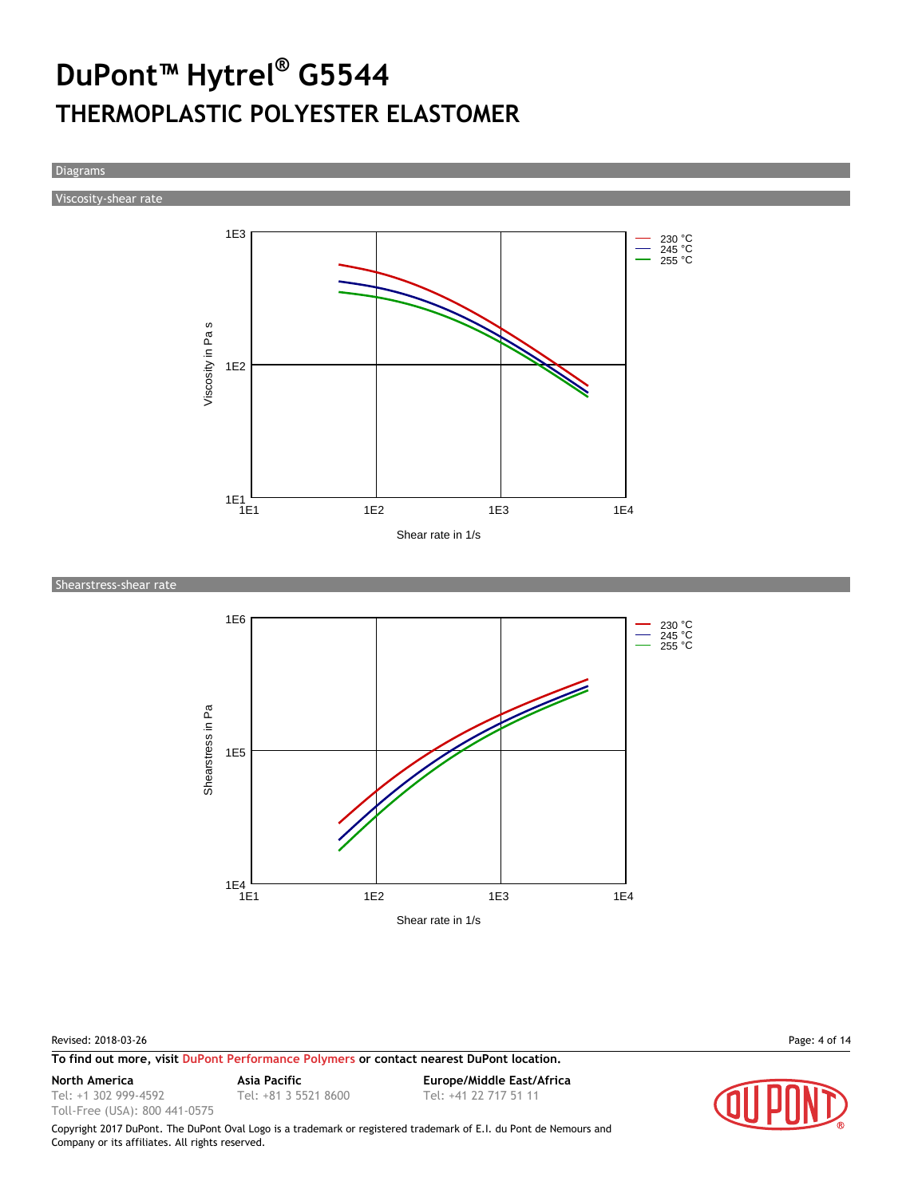# DuPont™ Hytrel® G5544

## THERMOPLASTIC POLYESTER ELASTOMER

### Diagrams

#### Viscosity-shear rate

Viscosity in Pa s

1E3

1E2

1E1

1E1 1E2 1E3 1E4

Shear rate in 1/s

230 °C
245 °C
255 °C

#### Shearstress-shear rate

Shearstress in Pa

1E6

1E5

1E4

1E1 1E2 1E3 1E4

Shear rate in 1/s

230 °C
245 °C
255 °C

Revised: 2018-03-26

**To find out more, visit DuPont Performance Polymers or contact nearest DuPont location.**

**North America**
Tel: +1 302 999-4592
Toll-Free (USA): 800 441-0575

**Asia Pacific**
Tel: +81 3 5521 8600

**Europe/Middle East/Africa**
Tel: +41 22 717 51 11

Copyright 2017 DuPont. The DuPont Oval Logo is a trademark or registered trademark of E.I. du Pont de Nemours and Company or its affiliates. All rights reserved.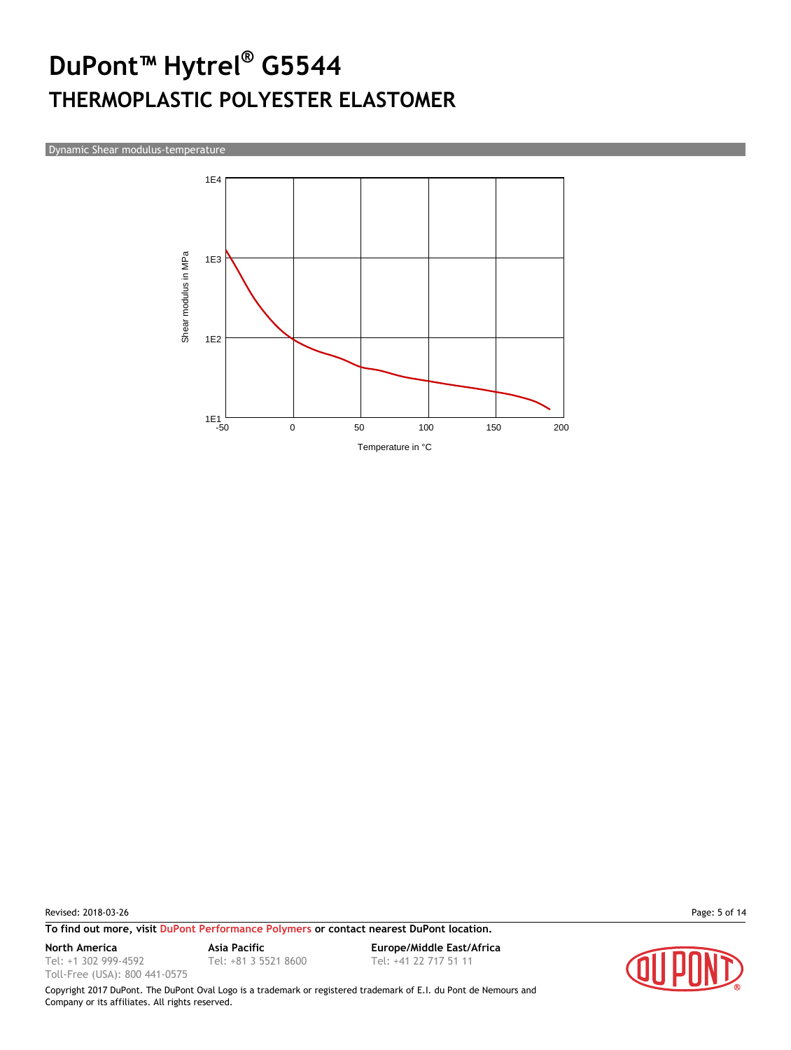# DuPont™ Hytrel® G5544

## THERMOPLASTIC POLYESTER ELASTOMER

### Dynamic Shear modulus-temperature

Shear modulus in MPa

1E4

1E3

1E2

1E1

-50 0 50 100 150 200

Temperature in °C

Revised: 2018-03-26

**To find out more, visit DuPont Performance Polymers or contact nearest DuPont location.**

**North America**
Tel: +1 302 999-4592
Toll-Free (USA): 800 441-0575

**Asia Pacific**
Tel: +81 3 5521 8600

**Europe/Middle East/Africa**
Tel: +41 22 717 51 11

Copyright 2017 DuPont. The DuPont Oval Logo is a trademark or registered trademark of E.I. du Pont de Nemours and Company or its affiliates. All rights reserved.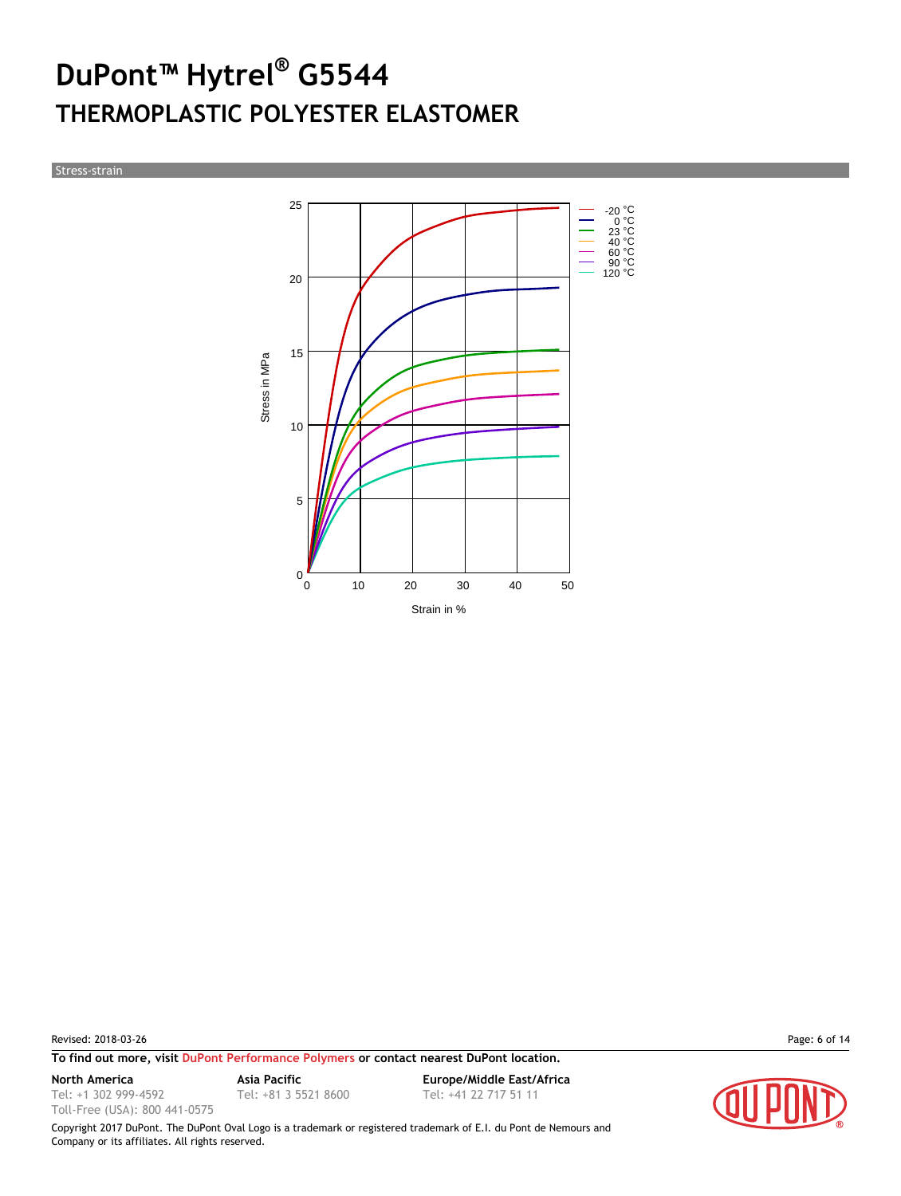# DuPont™ Hytrel® G5544

## THERMOPLASTIC POLYESTER ELASTOMER

### Stress-strain

Stress in MPa

Strain in %

-20 °C
0 °C
23 °C
40 °C
60 °C
90 °C
120 °C

Revised: 2018-03-26

**To find out more, visit DuPont Performance Polymers or contact nearest DuPont location.**

**North America**
Tel: +1 302 999-4592
Toll-Free (USA): 800 441-0575

**Asia Pacific**
Tel: +81 3 5521 8600

**Europe/Middle East/Africa**
Tel: +41 22 717 51 11

Copyright 2017 DuPont. The DuPont Oval Logo is a trademark or registered trademark of E.I. du Pont de Nemours and Company or its affiliates. All rights reserved.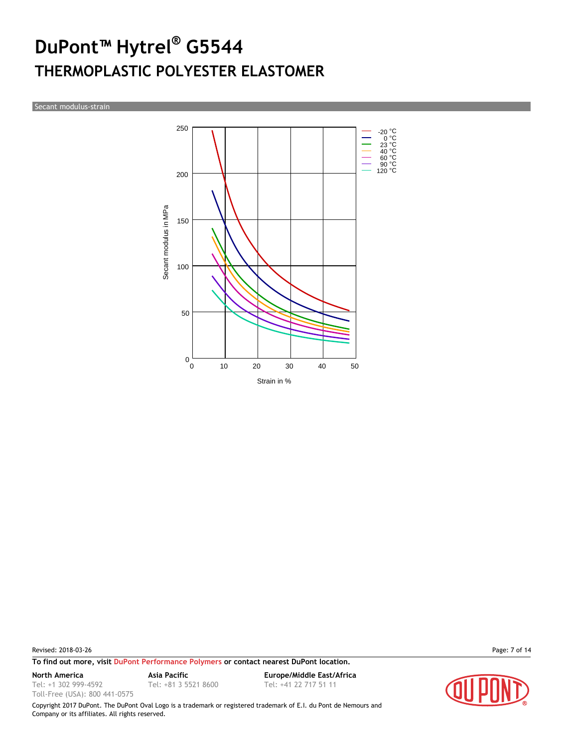# DuPont™ Hytrel® G5544

## THERMOPLASTIC POLYESTER ELASTOMER

Secant modulus-strain

Secant modulus in MPa

Strain in %

-20 °C
0 °C
23 °C
40 °C
60 °C
90 °C
120 °C

Revised: 2018-03-26

**To find out more, visit DuPont Performance Polymers or contact nearest DuPont location.**

**North America**
Tel: +1 302 999-4592
Toll-Free (USA): 800 441-0575

**Asia Pacific**
Tel: +81 3 5521 8600

**Europe/Middle East/Africa**
Tel: +41 22 717 51 11

Copyright 2017 DuPont. The DuPont Oval Logo is a trademark or registered trademark of E.I. du Pont de Nemours and Company or its affiliates. All rights reserved.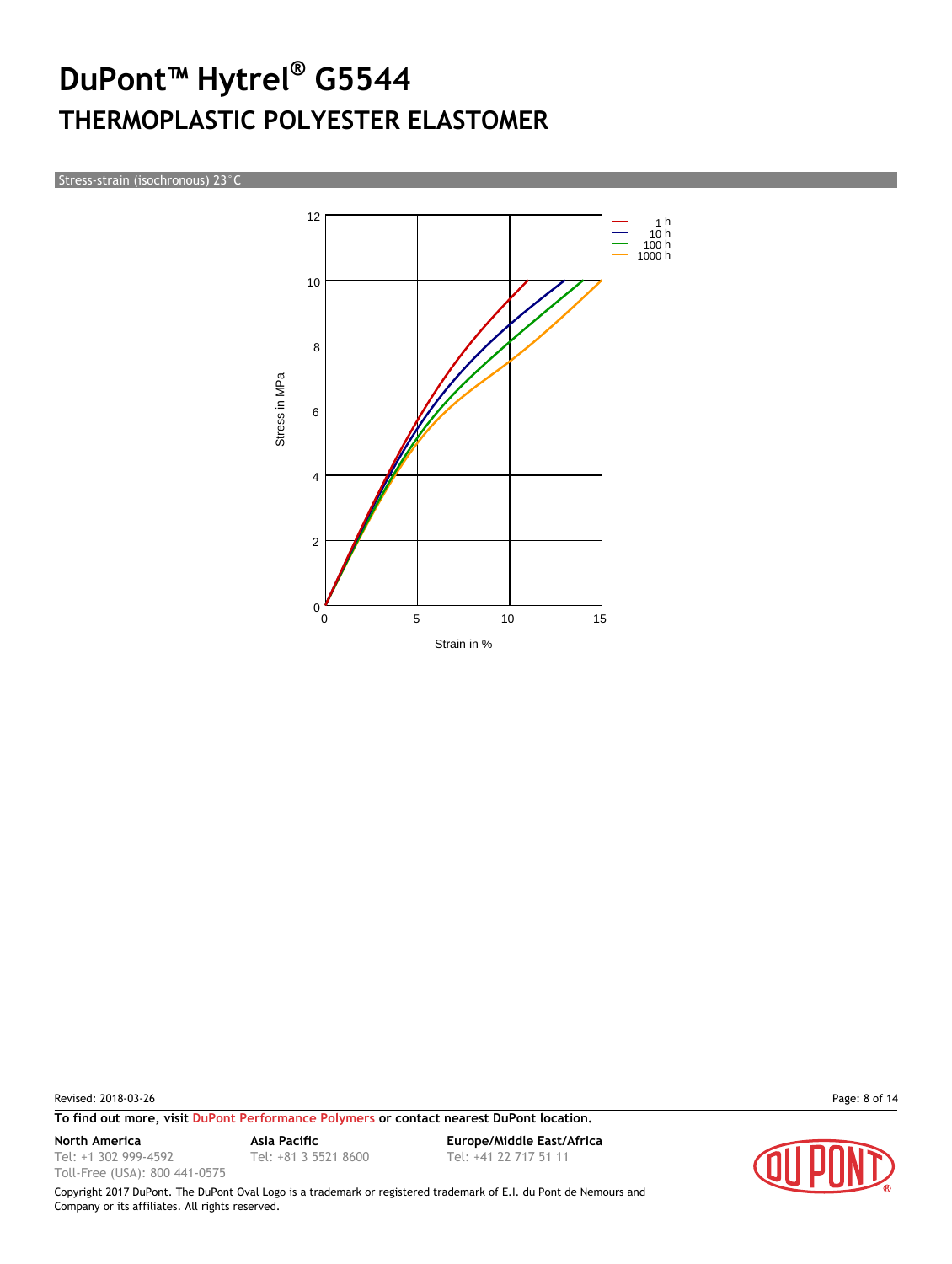# DuPont™ Hytrel® G5544

## THERMOPLASTIC POLYESTER ELASTOMER

Stress-strain (isochronous) 23°C

Stress in MPa

Strain in %

1 h
10 h
100 h
1000 h

Revised: 2018-03-26

**To find out more, visit DuPont Performance Polymers or contact nearest DuPont location.**

**North America**
Tel: +1 302 999-4592
Toll-Free (USA): 800 441-0575

**Asia Pacific**
Tel: +81 3 5521 8600

**Europe/Middle East/Africa**
Tel: +41 22 717 51 11

Copyright 2017 DuPont. The DuPont Oval Logo is a trademark or registered trademark of E.I. du Pont de Nemours and Company or its affiliates. All rights reserved.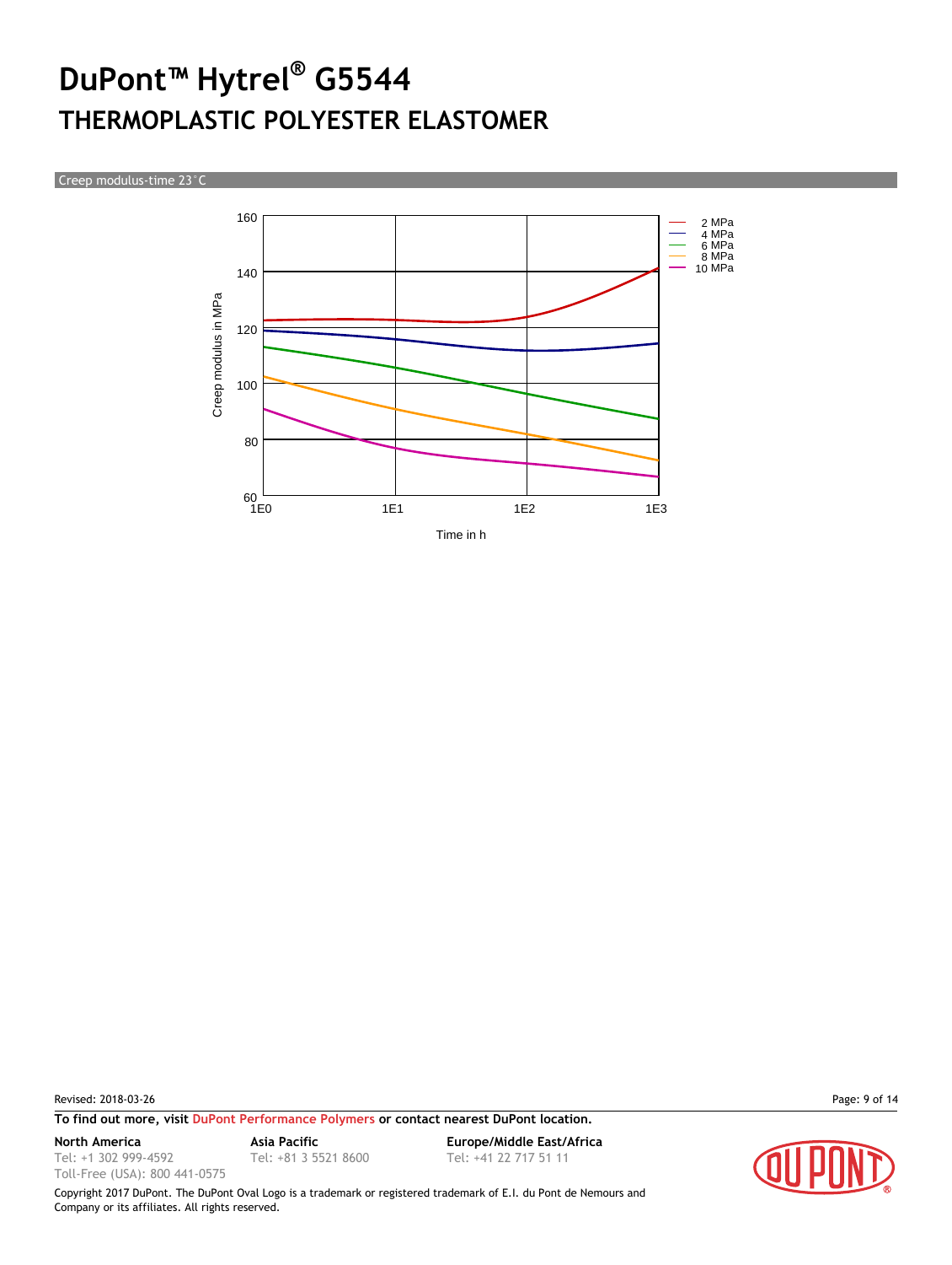# DuPont™ Hytrel® G5544

## THERMOPLASTIC POLYESTER ELASTOMER

Creep modulus-time 23°C

Creep modulus in MPa

160, 140, 120, 100, 80, 60

Time in h

1E0, 1E1, 1E2, 1E3

2 MPa
4 MPa
6 MPa
8 MPa
10 MPa

Revised: 2018-03-26

**To find out more, visit DuPont Performance Polymers or contact nearest DuPont location.**

**North America**
Tel: +1 302 999-4592
Toll-Free (USA): 800 441-0575

**Asia Pacific**
Tel: +81 3 5521 8600

**Europe/Middle East/Africa**
Tel: +41 22 717 51 11

Copyright 2017 DuPont. The DuPont Oval Logo is a trademark or registered trademark of E.I. du Pont de Nemours and Company or its affiliates. All rights reserved.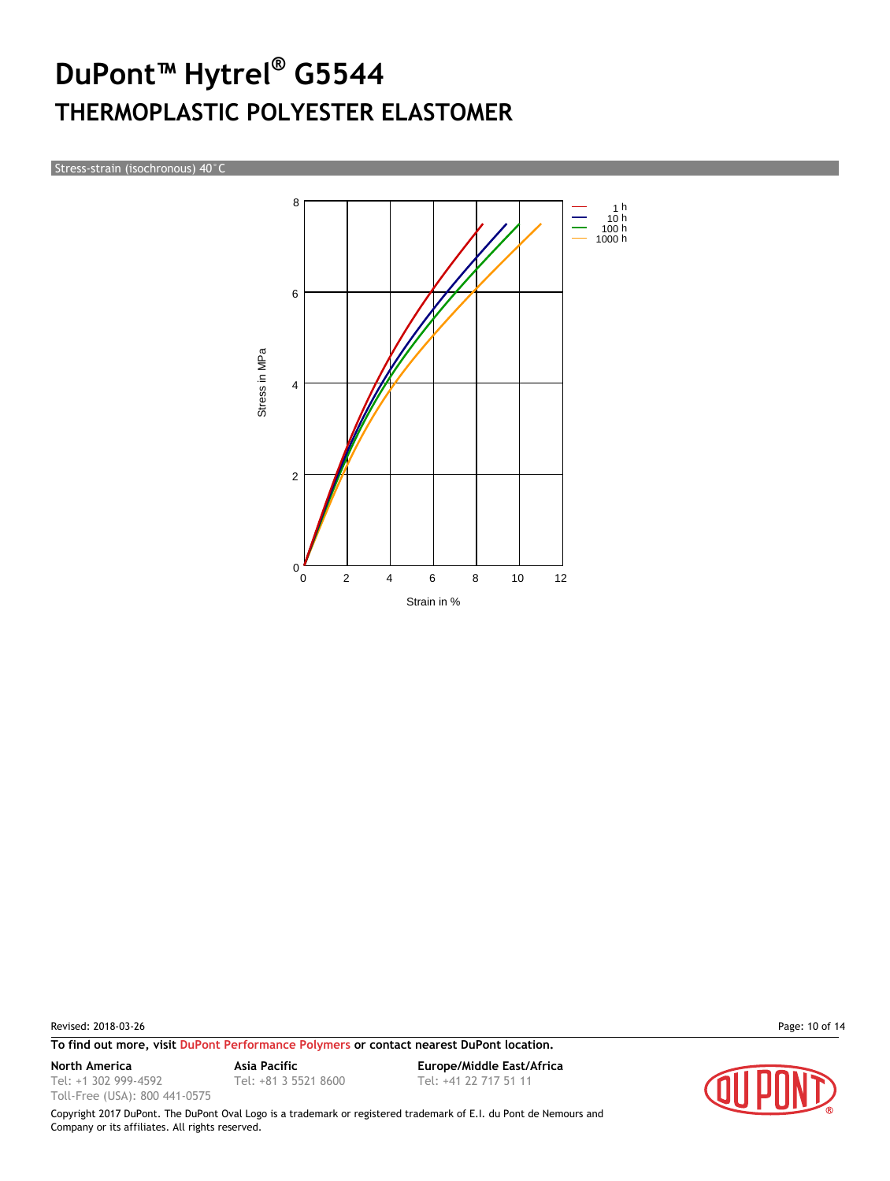# DuPont™ Hytrel® G5544

## THERMOPLASTIC POLYESTER ELASTOMER

Stress-strain (isochronous) 40°C

Stress in MPa

Strain in %

1 h
10 h
100 h
1000 h

Revised: 2018-03-26

**To find out more, visit DuPont Performance Polymers or contact nearest DuPont location.**

**North America**
Tel: +1 302 999-4592
Toll-Free (USA): 800 441-0575

**Asia Pacific**
Tel: +81 3 5521 8600

**Europe/Middle East/Africa**
Tel: +41 22 717 51 11

Copyright 2017 DuPont. The DuPont Oval Logo is a trademark or registered trademark of E.I. du Pont de Nemours and Company or its affiliates. All rights reserved.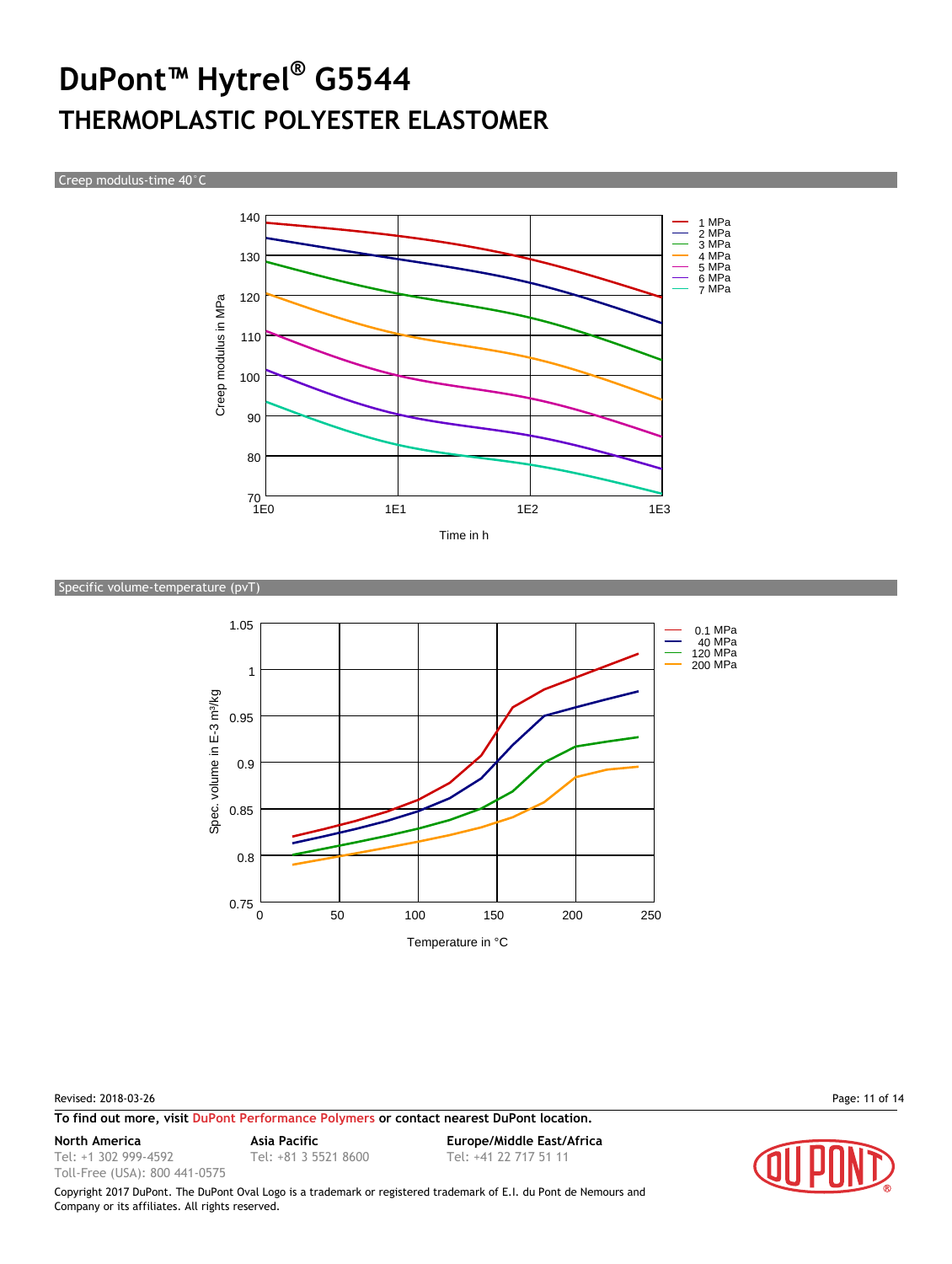# DuPont™ Hytrel® G5544

## THERMOPLASTIC POLYESTER ELASTOMER

### Creep modulus-time 40°C

Creep modulus in MPa

140, 130, 120, 110, 100, 90, 80, 70

1E0, 1E1, 1E2, 1E3

Time in h

- 1 MPa
- 2 MPa
- 3 MPa
- 4 MPa
- 5 MPa
- 6 MPa
- 7 MPa

### Specific volume-temperature (pvT)

Spec. volume in E-3 m³/kg

1.05, 1, 0.95, 0.9, 0.85, 0.8, 0.75

0, 50, 100, 150, 200, 250

Temperature in °C

- 0.1 MPa
- 40 MPa
- 120 MPa
- 200 MPa

Revised: 2018-03-26

**To find out more, visit DuPont Performance Polymers or contact nearest DuPont location.**

**North America**
Tel: +1 302 999-4592
Toll-Free (USA): 800 441-0575

**Asia Pacific**
Tel: +81 3 5521 8600

**Europe/Middle East/Africa**
Tel: +41 22 717 51 11

Copyright 2017 DuPont. The DuPont Oval Logo is a trademark or registered trademark of E.I. du Pont de Nemours and Company or its affiliates. All rights reserved.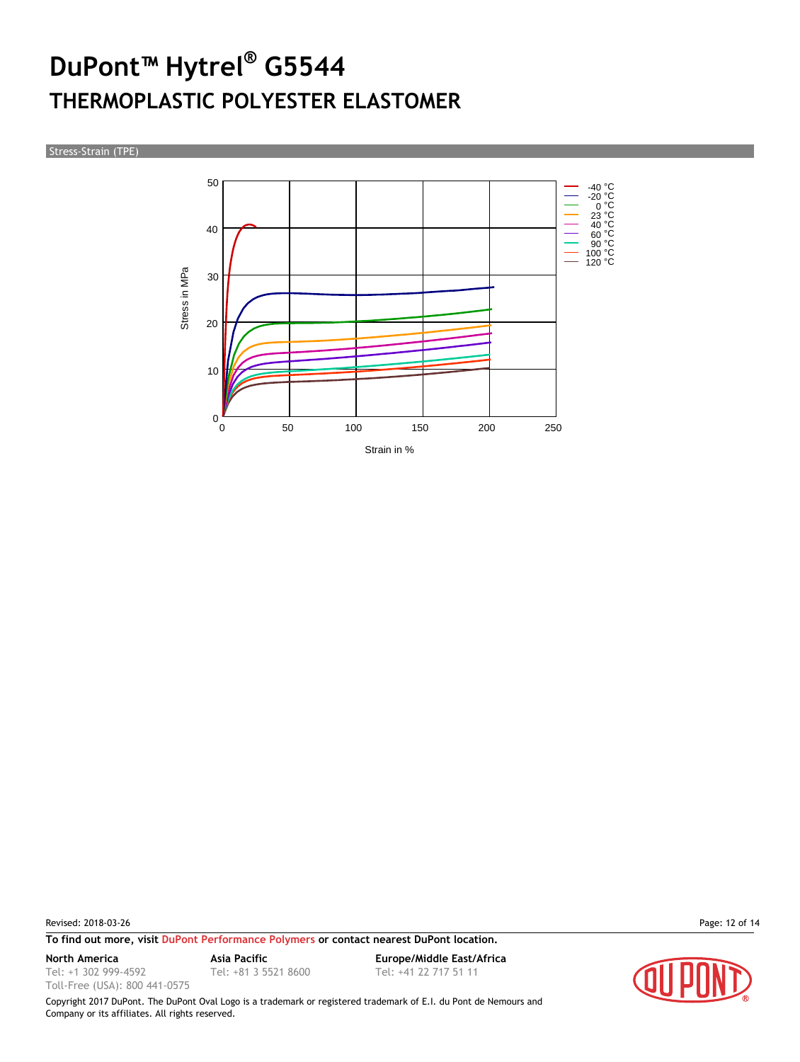# DuPont™ Hytrel® G5544

## THERMOPLASTIC POLYESTER ELASTOMER

Stress-Strain (TPE)

Stress in MPa

Strain in %

-40 °C
-20 °C
0 °C
23 °C
40 °C
60 °C
90 °C
100 °C
120 °C

Revised: 2018-03-26

**To find out more, visit DuPont Performance Polymers or contact nearest DuPont location.**

**North America**
Tel: +1 302 999-4592
Toll-Free (USA): 800 441-0575

**Asia Pacific**
Tel: +81 3 5521 8600

**Europe/Middle East/Africa**
Tel: +41 22 717 51 11

Copyright 2017 DuPont. The DuPont Oval Logo is a trademark or registered trademark of E.I. du Pont de Nemours and Company or its affiliates. All rights reserved.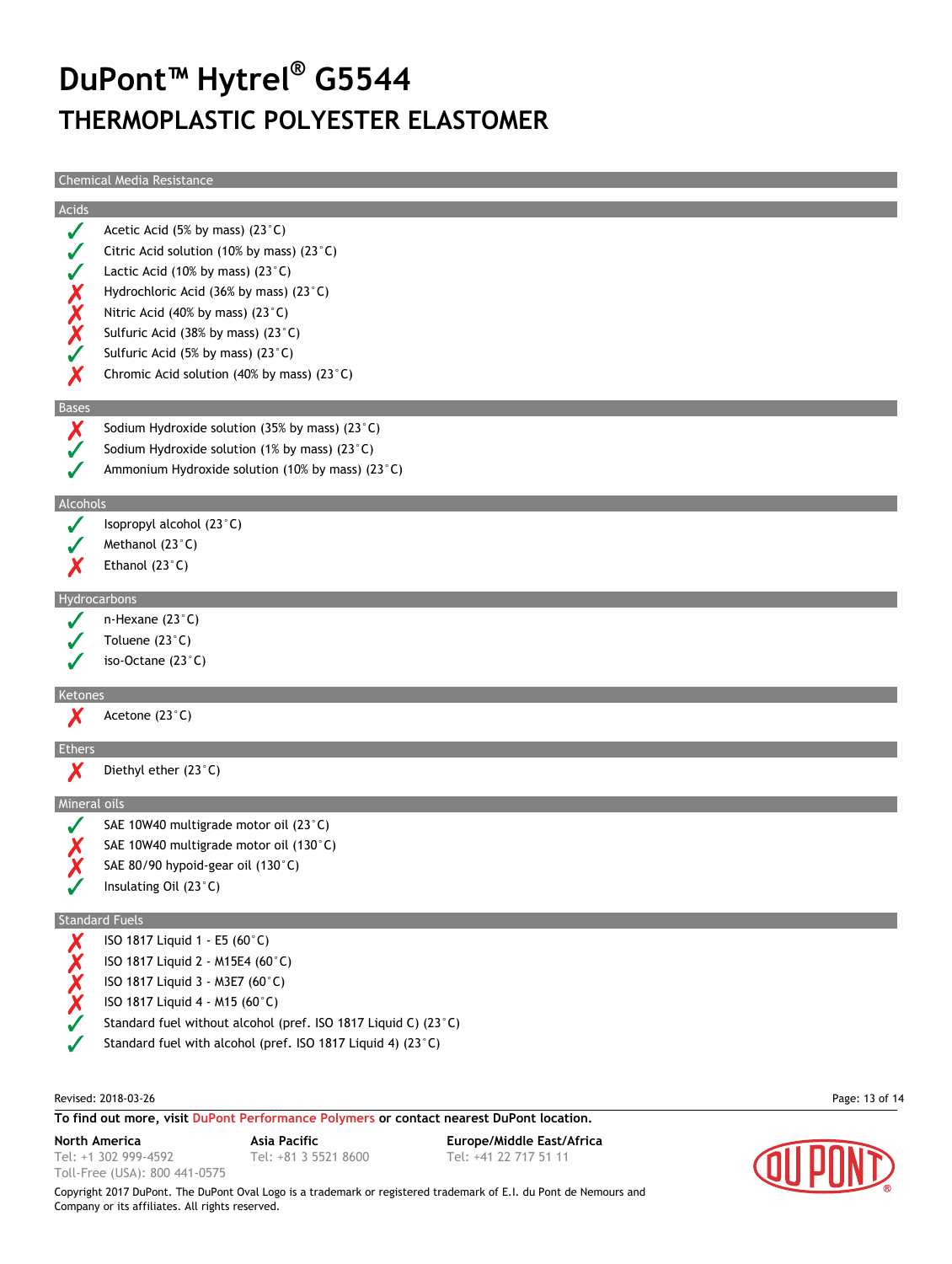# DuPont™ Hytrel® G5544

## THERMOPLASTIC POLYESTER ELASTOMER

### Chemical Media Resistance

#### Acids

- ✓ Acetic Acid (5% by mass) (23°C)
- ✓ Citric Acid solution (10% by mass) (23°C)
- ✓ Lactic Acid (10% by mass) (23°C)
- ✗ Hydrochloric Acid (36% by mass) (23°C)
- ✗ Nitric Acid (40% by mass) (23°C)
- ✗ Sulfuric Acid (38% by mass) (23°C)
- ✓ Sulfuric Acid (5% by mass) (23°C)
- ✗ Chromic Acid solution (40% by mass) (23°C)

#### Bases

- ✗ Sodium Hydroxide solution (35% by mass) (23°C)
- ✓ Sodium Hydroxide solution (1% by mass) (23°C)
- ✓ Ammonium Hydroxide solution (10% by mass) (23°C)

#### Alcohols

- ✓ Isopropyl alcohol (23°C)
- ✓ Methanol (23°C)
- ✗ Ethanol (23°C)

#### Hydrocarbons

- ✓ n-Hexane (23°C)
- ✓ Toluene (23°C)
- ✓ iso-Octane (23°C)

#### Ketones

- ✗ Acetone (23°C)

#### Ethers

- ✗ Diethyl ether (23°C)

#### Mineral oils

- ✓ SAE 10W40 multigrade motor oil (23°C)
- ✗ SAE 10W40 multigrade motor oil (130°C)
- ✗ SAE 80/90 hypoid-gear oil (130°C)
- ✓ Insulating Oil (23°C)

#### Standard Fuels

- ✗ ISO 1817 Liquid 1 - E5 (60°C)
- ✗ ISO 1817 Liquid 2 - M15E4 (60°C)
- ✗ ISO 1817 Liquid 3 - M3E7 (60°C)
- ✗ ISO 1817 Liquid 4 - M15 (60°C)
- ✓ Standard fuel without alcohol (pref. ISO 1817 Liquid C) (23°C)
- ✓ Standard fuel with alcohol (pref. ISO 1817 Liquid 4) (23°C)

Revised: 2018-03-26

**To find out more, visit DuPont Performance Polymers or contact nearest DuPont location.**

**North America**
Tel: +1 302 999-4592
Toll-Free (USA): 800 441-0575

**Asia Pacific**
Tel: +81 3 5521 8600

**Europe/Middle East/Africa**
Tel: +41 22 717 51 11

Copyright 2017 DuPont. The DuPont Oval Logo is a trademark or registered trademark of E.I. du Pont de Nemours and Company or its affiliates. All rights reserved.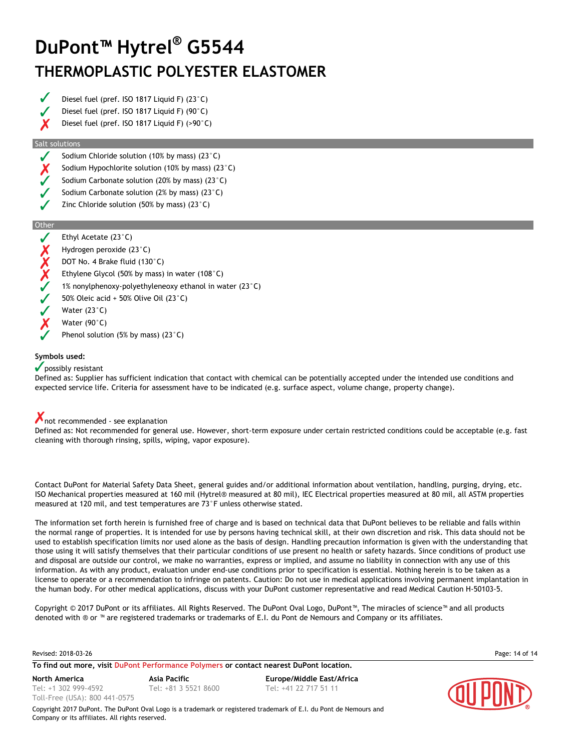# DuPont™ Hytrel® G5544

## THERMOPLASTIC POLYESTER ELASTOMER

- ✓ Diesel fuel (pref. ISO 1817 Liquid F) (23°C)
- ✓ Diesel fuel (pref. ISO 1817 Liquid F) (90°C)
- ✗ Diesel fuel (pref. ISO 1817 Liquid F) (>90°C)

### Salt solutions

- ✓ Sodium Chloride solution (10% by mass) (23°C)
- ✗ Sodium Hypochlorite solution (10% by mass) (23°C)
- ✓ Sodium Carbonate solution (20% by mass) (23°C)
- ✓ Sodium Carbonate solution (2% by mass) (23°C)
- ✓ Zinc Chloride solution (50% by mass) (23°C)

### Other

- ✓ Ethyl Acetate (23°C)
- ✗ Hydrogen peroxide (23°C)
- ✗ DOT No. 4 Brake fluid (130°C)
- ✗ Ethylene Glycol (50% by mass) in water (108°C)
- ✓ 1% nonylphenoxy-polyethyleneoxy ethanol in water (23°C)
- ✓ 50% Oleic acid + 50% Olive Oil (23°C)
- ✓ Water (23°C)
- ✗ Water (90°C)
- ✓ Phenol solution (5% by mass) (23°C)

**Symbols used:**

✓ possibly resistant
Defined as: Supplier has sufficient indication that contact with chemical can be potentially accepted under the intended use conditions and expected service life. Criteria for assessment have to be indicated (e.g. surface aspect, volume change, property change).

✗ not recommended - see explanation
Defined as: Not recommended for general use. However, short-term exposure under certain restricted conditions could be acceptable (e.g. fast cleaning with thorough rinsing, spills, wiping, vapor exposure).

Contact DuPont for Material Safety Data Sheet, general guides and/or additional information about ventilation, handling, purging, drying, etc. ISO Mechanical properties measured at 160 mil (Hytrel® measured at 80 mil), IEC Electrical properties measured at 80 mil, all ASTM properties measured at 120 mil, and test temperatures are 73°F unless otherwise stated.

The information set forth herein is furnished free of charge and is based on technical data that DuPont believes to be reliable and falls within the normal range of properties. It is intended for use by persons having technical skill, at their own discretion and risk. This data should not be used to establish specification limits nor used alone as the basis of design. Handling precaution information is given with the understanding that those using it will satisfy themselves that their particular conditions of use present no health or safety hazards. Since conditions of product use and disposal are outside our control, we make no warranties, express or implied, and assume no liability in connection with any use of this information. As with any product, evaluation under end-use conditions prior to specification is essential. Nothing herein is to be taken as a license to operate or a recommendation to infringe on patents. Caution: Do not use in medical applications involving permanent implantation in the human body. For other medical applications, discuss with your DuPont customer representative and read Medical Caution H-50103-5.

Copyright © 2017 DuPont or its affiliates. All Rights Reserved. The DuPont Oval Logo, DuPont™, The miracles of science™ and all products denoted with ® or ™ are registered trademarks or trademarks of E.I. du Pont de Nemours and Company or its affiliates.

Revised: 2018-03-26

**To find out more, visit DuPont Performance Polymers or contact nearest DuPont location.**

**North America**
Tel: +1 302 999-4592
Toll-Free (USA): 800 441-0575

**Asia Pacific**
Tel: +81 3 5521 8600

**Europe/Middle East/Africa**
Tel: +41 22 717 51 11

Copyright 2017 DuPont. The DuPont Oval Logo is a trademark or registered trademark of E.I. du Pont de Nemours and Company or its affiliates. All rights reserved.